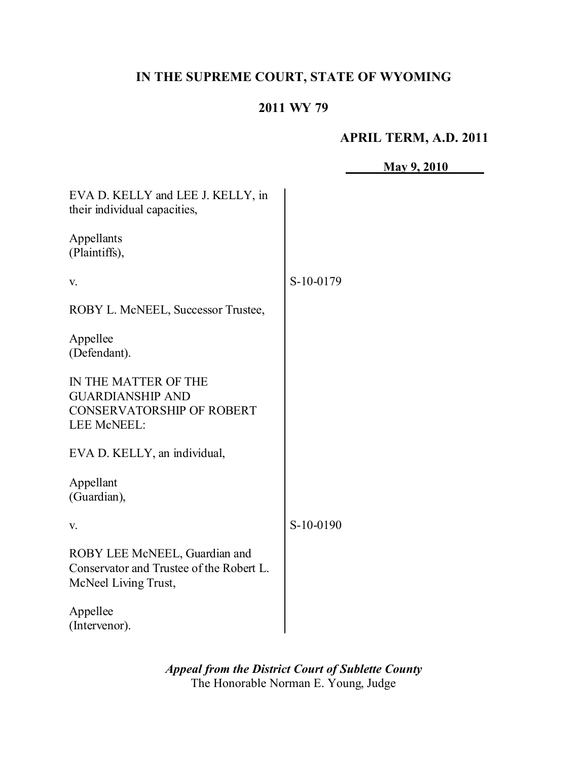# IN THE SUPREME COURT, STATE OF WYOMING

## 2011 WY 79

**APRIL TERM, A.D. 2011**

**May 9, 2010**

EVA D. KELLY and LEE J. KELLY, in their individual capacities,

Appellants
(Plaintiffs),

v.

ROBY L. McNEEL, Successor Trustee,

Appellee
(Defendant).

S-10-0179

IN THE MATTER OF THE GUARDIANSHIP AND CONSERVATORSHIP OF ROBERT LEE McNEEL:

EVA D. KELLY, an individual,

Appellant
(Guardian),

v.

ROBY LEE McNEEL, Guardian and Conservator and Trustee of the Robert L. McNeel Living Trust,

Appellee
(Intervenor).

S-10-0190

***Appeal from the District Court of Sublette County***
The Honorable Norman E. Young, Judge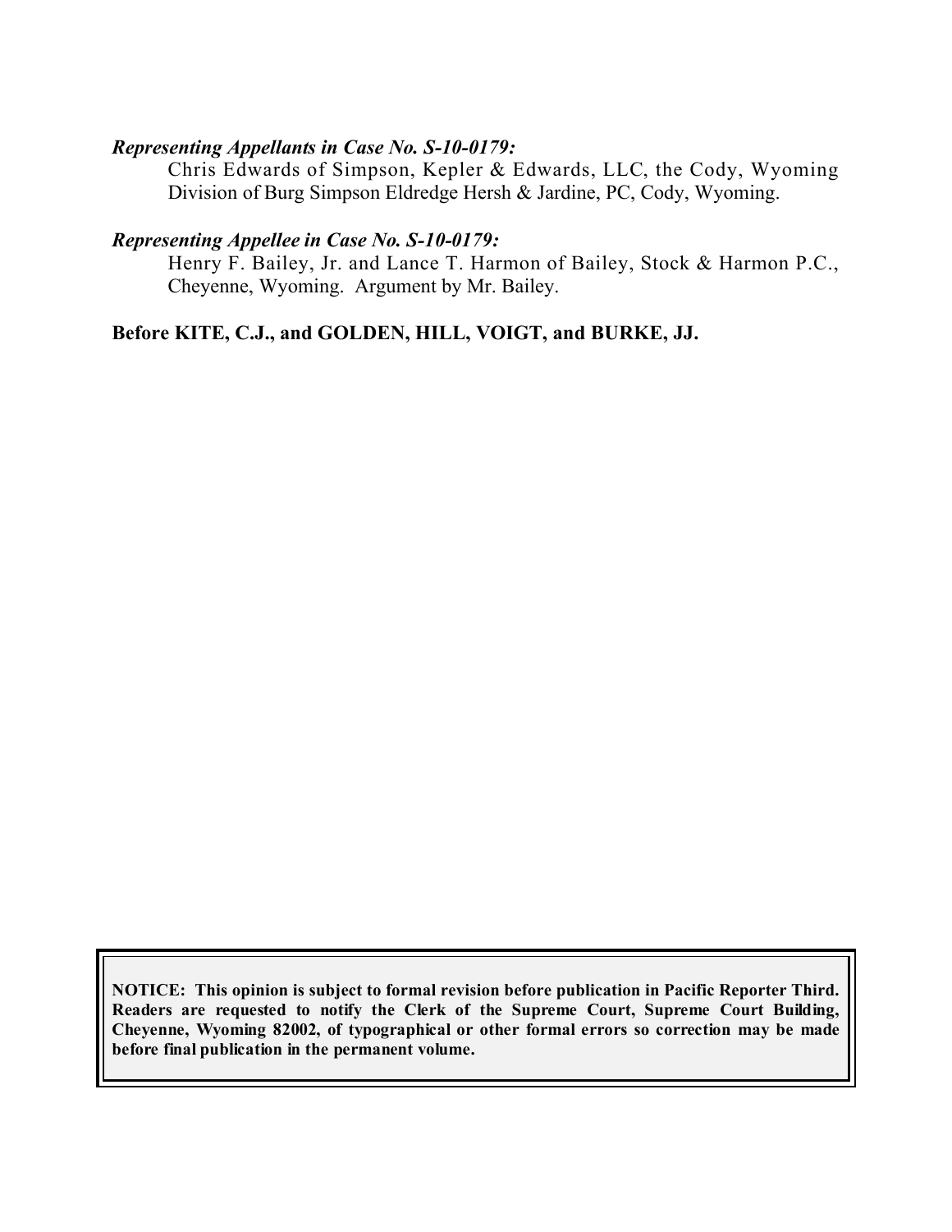***Representing Appellants in Case No. S-10-0179:***

Chris Edwards of Simpson, Kepler & Edwards, LLC, the Cody, Wyoming Division of Burg Simpson Eldredge Hersh & Jardine, PC, Cody, Wyoming.

***Representing Appellee in Case No. S-10-0179:***

Henry F. Bailey, Jr. and Lance T. Harmon of Bailey, Stock & Harmon P.C., Cheyenne, Wyoming. Argument by Mr. Bailey.

**Before KITE, C.J., and GOLDEN, HILL, VOIGT, and BURKE, JJ.**

**NOTICE: This opinion is subject to formal revision before publication in Pacific Reporter Third. Readers are requested to notify the Clerk of the Supreme Court, Supreme Court Building, Cheyenne, Wyoming 82002, of typographical or other formal errors so correction may be made before final publication in the permanent volume.**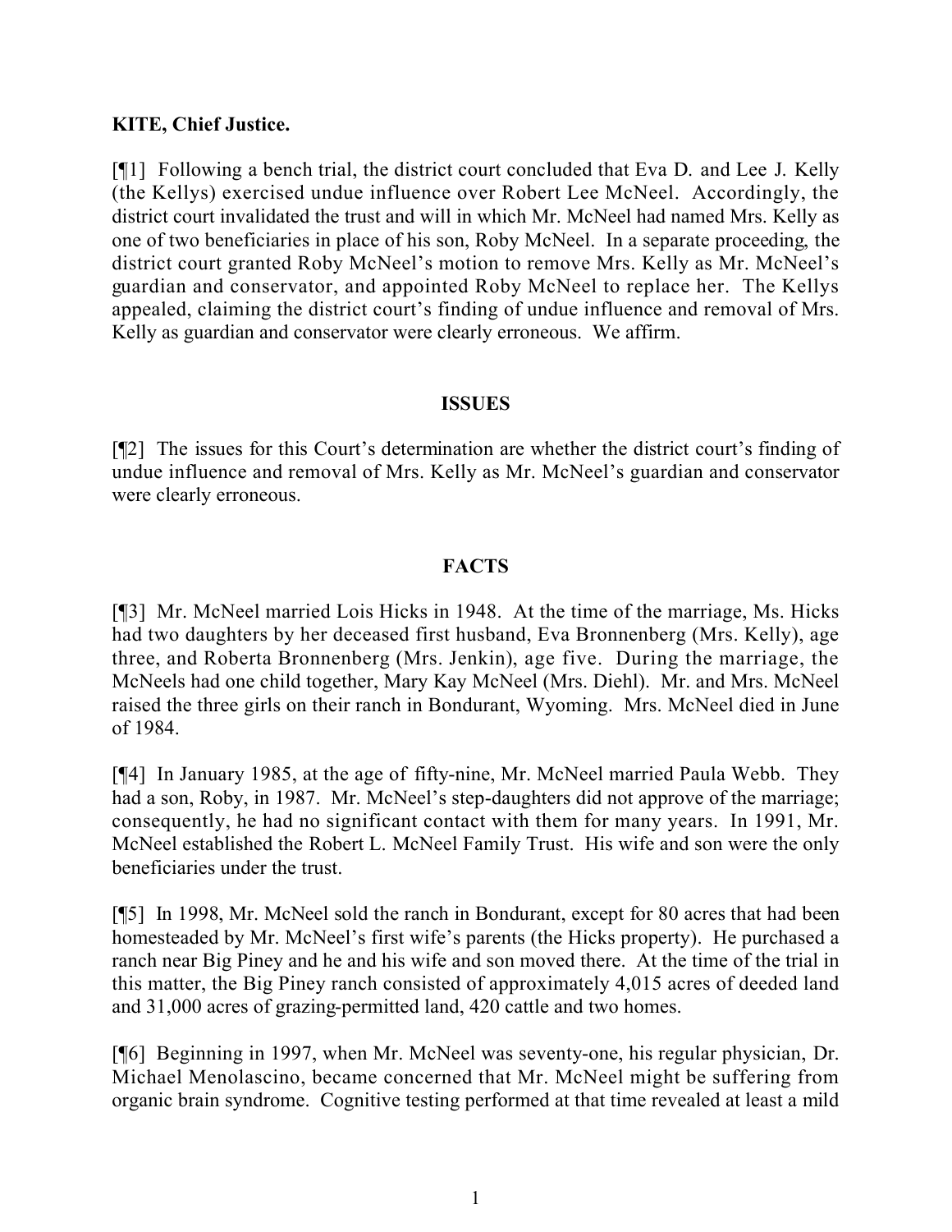**KITE, Chief Justice.**

[¶1] Following a bench trial, the district court concluded that Eva D. and Lee J. Kelly (the Kellys) exercised undue influence over Robert Lee McNeel. Accordingly, the district court invalidated the trust and will in which Mr. McNeel had named Mrs. Kelly as one of two beneficiaries in place of his son, Roby McNeel. In a separate proceeding, the district court granted Roby McNeel's motion to remove Mrs. Kelly as Mr. McNeel's guardian and conservator, and appointed Roby McNeel to replace her. The Kellys appealed, claiming the district court's finding of undue influence and removal of Mrs. Kelly as guardian and conservator were clearly erroneous. We affirm.

## ISSUES

[¶2] The issues for this Court's determination are whether the district court's finding of undue influence and removal of Mrs. Kelly as Mr. McNeel's guardian and conservator were clearly erroneous.

## FACTS

[¶3] Mr. McNeel married Lois Hicks in 1948. At the time of the marriage, Ms. Hicks had two daughters by her deceased first husband, Eva Bronnenberg (Mrs. Kelly), age three, and Roberta Bronnenberg (Mrs. Jenkin), age five. During the marriage, the McNeels had one child together, Mary Kay McNeel (Mrs. Diehl). Mr. and Mrs. McNeel raised the three girls on their ranch in Bondurant, Wyoming. Mrs. McNeel died in June of 1984.

[¶4] In January 1985, at the age of fifty-nine, Mr. McNeel married Paula Webb. They had a son, Roby, in 1987. Mr. McNeel's step-daughters did not approve of the marriage; consequently, he had no significant contact with them for many years. In 1991, Mr. McNeel established the Robert L. McNeel Family Trust. His wife and son were the only beneficiaries under the trust.

[¶5] In 1998, Mr. McNeel sold the ranch in Bondurant, except for 80 acres that had been homesteaded by Mr. McNeel's first wife's parents (the Hicks property). He purchased a ranch near Big Piney and he and his wife and son moved there. At the time of the trial in this matter, the Big Piney ranch consisted of approximately 4,015 acres of deeded land and 31,000 acres of grazing-permitted land, 420 cattle and two homes.

[¶6] Beginning in 1997, when Mr. McNeel was seventy-one, his regular physician, Dr. Michael Menolascino, became concerned that Mr. McNeel might be suffering from organic brain syndrome. Cognitive testing performed at that time revealed at least a mild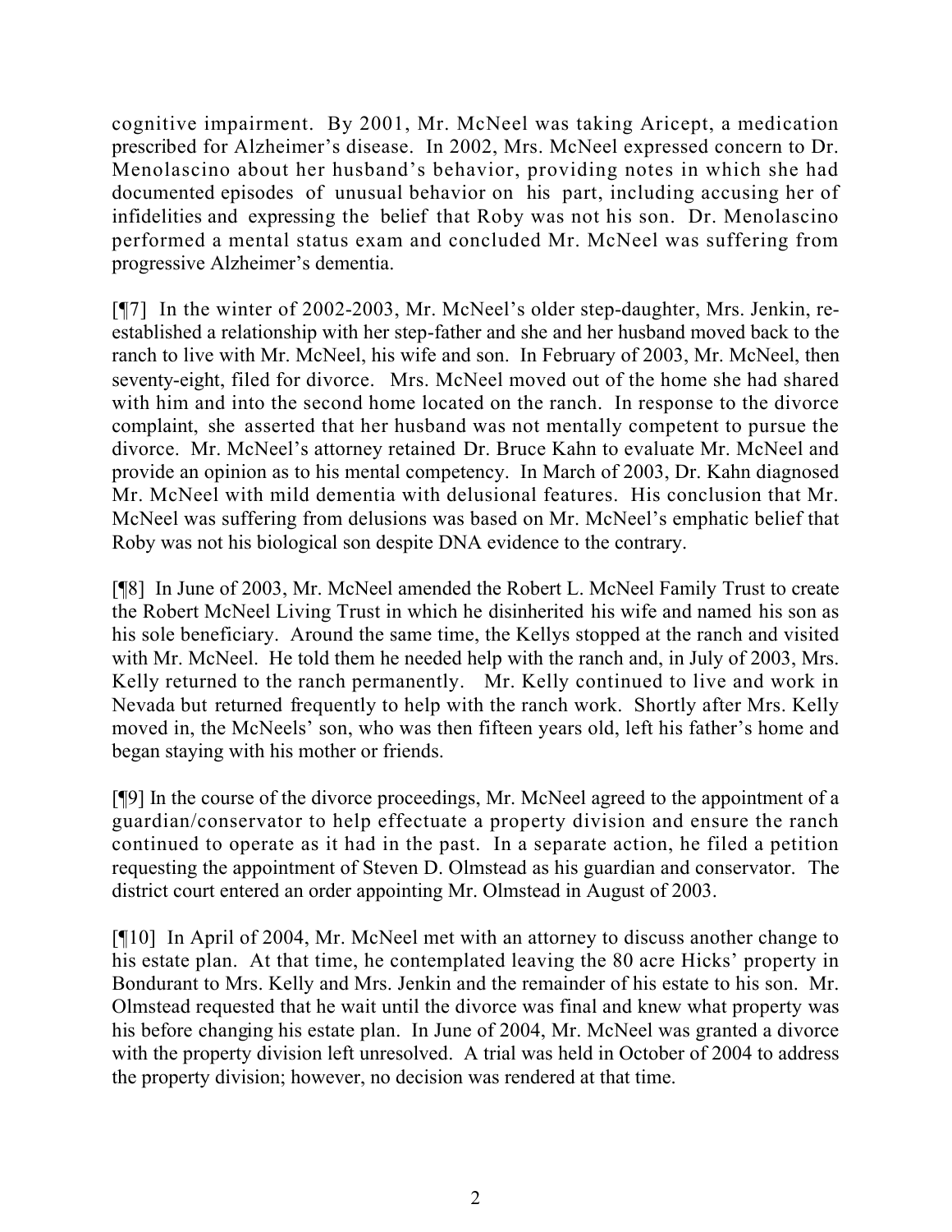cognitive impairment. By 2001, Mr. McNeel was taking Aricept, a medication prescribed for Alzheimer's disease. In 2002, Mrs. McNeel expressed concern to Dr. Menolascino about her husband's behavior, providing notes in which she had documented episodes of unusual behavior on his part, including accusing her of infidelities and expressing the belief that Roby was not his son. Dr. Menolascino performed a mental status exam and concluded Mr. McNeel was suffering from progressive Alzheimer's dementia.

[¶7] In the winter of 2002-2003, Mr. McNeel's older step-daughter, Mrs. Jenkin, re-established a relationship with her step-father and she and her husband moved back to the ranch to live with Mr. McNeel, his wife and son. In February of 2003, Mr. McNeel, then seventy-eight, filed for divorce. Mrs. McNeel moved out of the home she had shared with him and into the second home located on the ranch. In response to the divorce complaint, she asserted that her husband was not mentally competent to pursue the divorce. Mr. McNeel's attorney retained Dr. Bruce Kahn to evaluate Mr. McNeel and provide an opinion as to his mental competency. In March of 2003, Dr. Kahn diagnosed Mr. McNeel with mild dementia with delusional features. His conclusion that Mr. McNeel was suffering from delusions was based on Mr. McNeel's emphatic belief that Roby was not his biological son despite DNA evidence to the contrary.

[¶8] In June of 2003, Mr. McNeel amended the Robert L. McNeel Family Trust to create the Robert McNeel Living Trust in which he disinherited his wife and named his son as his sole beneficiary. Around the same time, the Kellys stopped at the ranch and visited with Mr. McNeel. He told them he needed help with the ranch and, in July of 2003, Mrs. Kelly returned to the ranch permanently. Mr. Kelly continued to live and work in Nevada but returned frequently to help with the ranch work. Shortly after Mrs. Kelly moved in, the McNeels' son, who was then fifteen years old, left his father's home and began staying with his mother or friends.

[¶9] In the course of the divorce proceedings, Mr. McNeel agreed to the appointment of a guardian/conservator to help effectuate a property division and ensure the ranch continued to operate as it had in the past. In a separate action, he filed a petition requesting the appointment of Steven D. Olmstead as his guardian and conservator. The district court entered an order appointing Mr. Olmstead in August of 2003.

[¶10] In April of 2004, Mr. McNeel met with an attorney to discuss another change to his estate plan. At that time, he contemplated leaving the 80 acre Hicks' property in Bondurant to Mrs. Kelly and Mrs. Jenkin and the remainder of his estate to his son. Mr. Olmstead requested that he wait until the divorce was final and knew what property was his before changing his estate plan. In June of 2004, Mr. McNeel was granted a divorce with the property division left unresolved. A trial was held in October of 2004 to address the property division; however, no decision was rendered at that time.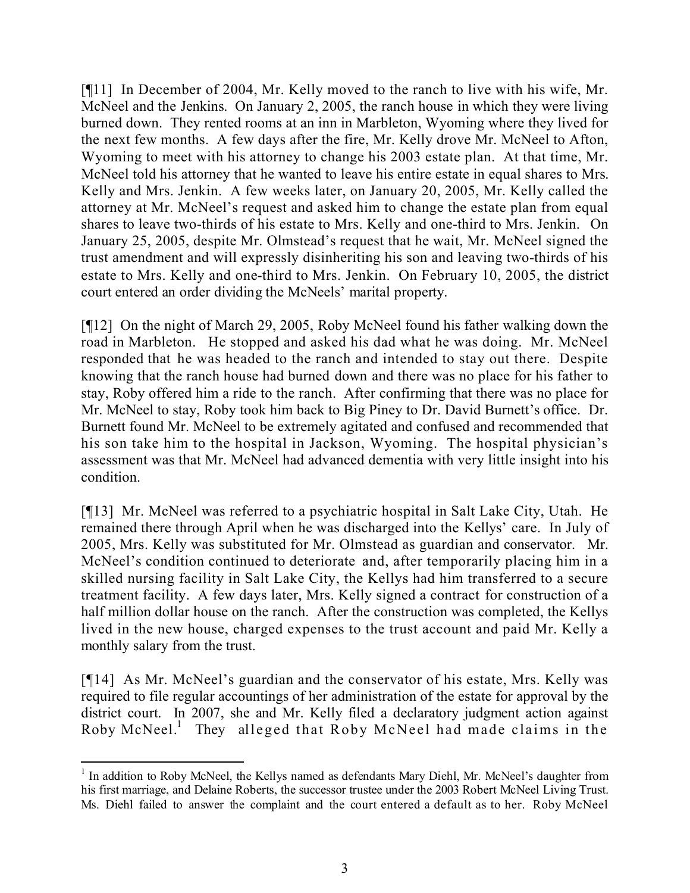[¶11] In December of 2004, Mr. Kelly moved to the ranch to live with his wife, Mr. McNeel and the Jenkins. On January 2, 2005, the ranch house in which they were living burned down. They rented rooms at an inn in Marbleton, Wyoming where they lived for the next few months. A few days after the fire, Mr. Kelly drove Mr. McNeel to Afton, Wyoming to meet with his attorney to change his 2003 estate plan. At that time, Mr. McNeel told his attorney that he wanted to leave his entire estate in equal shares to Mrs. Kelly and Mrs. Jenkin. A few weeks later, on January 20, 2005, Mr. Kelly called the attorney at Mr. McNeel's request and asked him to change the estate plan from equal shares to leave two-thirds of his estate to Mrs. Kelly and one-third to Mrs. Jenkin. On January 25, 2005, despite Mr. Olmstead's request that he wait, Mr. McNeel signed the trust amendment and will expressly disinheriting his son and leaving two-thirds of his estate to Mrs. Kelly and one-third to Mrs. Jenkin. On February 10, 2005, the district court entered an order dividing the McNeels' marital property.

[¶12] On the night of March 29, 2005, Roby McNeel found his father walking down the road in Marbleton. He stopped and asked his dad what he was doing. Mr. McNeel responded that he was headed to the ranch and intended to stay out there. Despite knowing that the ranch house had burned down and there was no place for his father to stay, Roby offered him a ride to the ranch. After confirming that there was no place for Mr. McNeel to stay, Roby took him back to Big Piney to Dr. David Burnett's office. Dr. Burnett found Mr. McNeel to be extremely agitated and confused and recommended that his son take him to the hospital in Jackson, Wyoming. The hospital physician's assessment was that Mr. McNeel had advanced dementia with very little insight into his condition.

[¶13] Mr. McNeel was referred to a psychiatric hospital in Salt Lake City, Utah. He remained there through April when he was discharged into the Kellys' care. In July of 2005, Mrs. Kelly was substituted for Mr. Olmstead as guardian and conservator. Mr. McNeel's condition continued to deteriorate and, after temporarily placing him in a skilled nursing facility in Salt Lake City, the Kellys had him transferred to a secure treatment facility. A few days later, Mrs. Kelly signed a contract for construction of a half million dollar house on the ranch. After the construction was completed, the Kellys lived in the new house, charged expenses to the trust account and paid Mr. Kelly a monthly salary from the trust.

[¶14] As Mr. McNeel's guardian and the conservator of his estate, Mrs. Kelly was required to file regular accountings of her administration of the estate for approval by the district court. In 2007, she and Mr. Kelly filed a declaratory judgment action against Roby McNeel.[1] They alleged that Roby McNeel had made claims in the

---

[1] In addition to Roby McNeel, the Kellys named as defendants Mary Diehl, Mr. McNeel's daughter from his first marriage, and Delaine Roberts, the successor trustee under the 2003 Robert McNeel Living Trust. Ms. Diehl failed to answer the complaint and the court entered a default as to her. Roby McNeel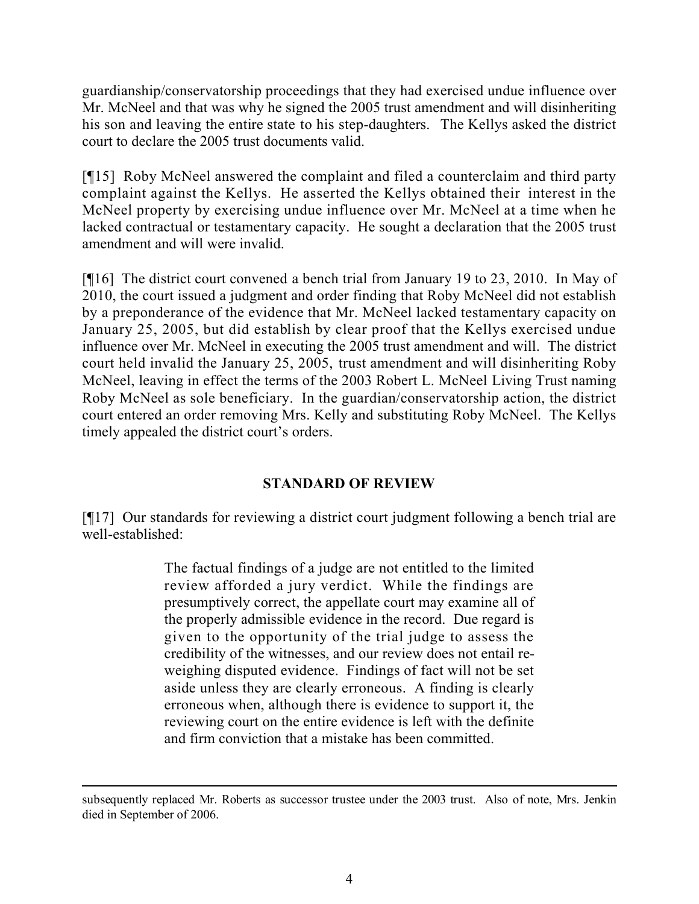guardianship/conservatorship proceedings that they had exercised undue influence over Mr. McNeel and that was why he signed the 2005 trust amendment and will disinheriting his son and leaving the entire state to his step-daughters. The Kellys asked the district court to declare the 2005 trust documents valid.

[¶15] Roby McNeel answered the complaint and filed a counterclaim and third party complaint against the Kellys. He asserted the Kellys obtained their interest in the McNeel property by exercising undue influence over Mr. McNeel at a time when he lacked contractual or testamentary capacity. He sought a declaration that the 2005 trust amendment and will were invalid.

[¶16] The district court convened a bench trial from January 19 to 23, 2010. In May of 2010, the court issued a judgment and order finding that Roby McNeel did not establish by a preponderance of the evidence that Mr. McNeel lacked testamentary capacity on January 25, 2005, but did establish by clear proof that the Kellys exercised undue influence over Mr. McNeel in executing the 2005 trust amendment and will. The district court held invalid the January 25, 2005, trust amendment and will disinheriting Roby McNeel, leaving in effect the terms of the 2003 Robert L. McNeel Living Trust naming Roby McNeel as sole beneficiary. In the guardian/conservatorship action, the district court entered an order removing Mrs. Kelly and substituting Roby McNeel. The Kellys timely appealed the district court's orders.

## STANDARD OF REVIEW

[¶17] Our standards for reviewing a district court judgment following a bench trial are well-established:

> The factual findings of a judge are not entitled to the limited review afforded a jury verdict. While the findings are presumptively correct, the appellate court may examine all of the properly admissible evidence in the record. Due regard is given to the opportunity of the trial judge to assess the credibility of the witnesses, and our review does not entail re-weighing disputed evidence. Findings of fact will not be set aside unless they are clearly erroneous. A finding is clearly erroneous when, although there is evidence to support it, the reviewing court on the entire evidence is left with the definite and firm conviction that a mistake has been committed.

---

subsequently replaced Mr. Roberts as successor trustee under the 2003 trust. Also of note, Mrs. Jenkin died in September of 2006.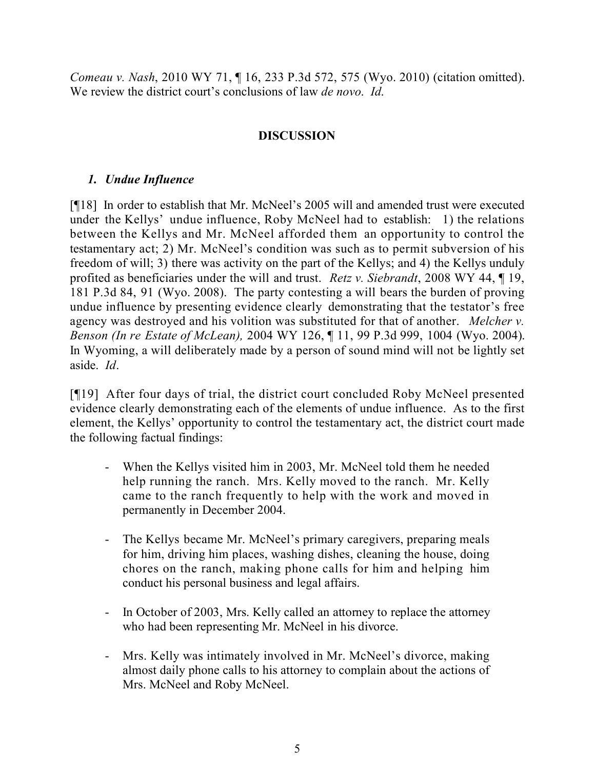*Comeau v. Nash*, 2010 WY 71, ¶ 16, 233 P.3d 572, 575 (Wyo. 2010) (citation omitted). We review the district court's conclusions of law *de novo*. *Id*.

## DISCUSSION

### *1. Undue Influence*

[¶18] In order to establish that Mr. McNeel's 2005 will and amended trust were executed under the Kellys' undue influence, Roby McNeel had to establish: 1) the relations between the Kellys and Mr. McNeel afforded them an opportunity to control the testamentary act; 2) Mr. McNeel's condition was such as to permit subversion of his freedom of will; 3) there was activity on the part of the Kellys; and 4) the Kellys unduly profited as beneficiaries under the will and trust. *Retz v. Siebrandt*, 2008 WY 44, ¶ 19, 181 P.3d 84, 91 (Wyo. 2008). The party contesting a will bears the burden of proving undue influence by presenting evidence clearly demonstrating that the testator's free agency was destroyed and his volition was substituted for that of another. *Melcher v. Benson (In re Estate of McLean),* 2004 WY 126, ¶ 11, 99 P.3d 999, 1004 (Wyo. 2004). In Wyoming, a will deliberately made by a person of sound mind will not be lightly set aside. *Id*.

[¶19] After four days of trial, the district court concluded Roby McNeel presented evidence clearly demonstrating each of the elements of undue influence. As to the first element, the Kellys' opportunity to control the testamentary act, the district court made the following factual findings:

- When the Kellys visited him in 2003, Mr. McNeel told them he needed help running the ranch. Mrs. Kelly moved to the ranch. Mr. Kelly came to the ranch frequently to help with the work and moved in permanently in December 2004.

- The Kellys became Mr. McNeel's primary caregivers, preparing meals for him, driving him places, washing dishes, cleaning the house, doing chores on the ranch, making phone calls for him and helping him conduct his personal business and legal affairs.

- In October of 2003, Mrs. Kelly called an attorney to replace the attorney who had been representing Mr. McNeel in his divorce.

- Mrs. Kelly was intimately involved in Mr. McNeel's divorce, making almost daily phone calls to his attorney to complain about the actions of Mrs. McNeel and Roby McNeel.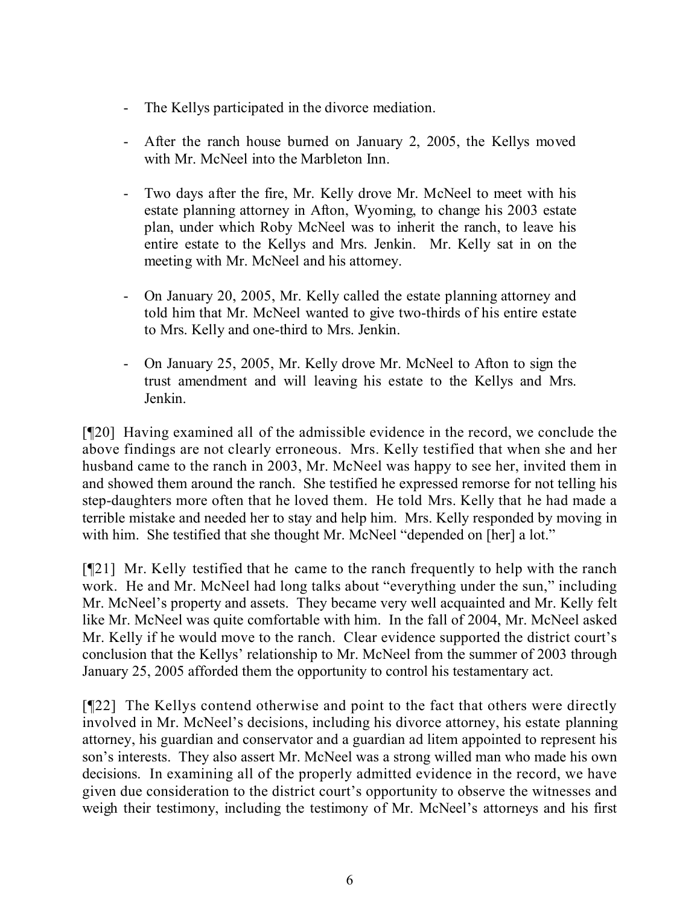- The Kellys participated in the divorce mediation.

- After the ranch house burned on January 2, 2005, the Kellys moved with Mr. McNeel into the Marbleton Inn.

- Two days after the fire, Mr. Kelly drove Mr. McNeel to meet with his estate planning attorney in Afton, Wyoming, to change his 2003 estate plan, under which Roby McNeel was to inherit the ranch, to leave his entire estate to the Kellys and Mrs. Jenkin. Mr. Kelly sat in on the meeting with Mr. McNeel and his attorney.

- On January 20, 2005, Mr. Kelly called the estate planning attorney and told him that Mr. McNeel wanted to give two-thirds of his entire estate to Mrs. Kelly and one-third to Mrs. Jenkin.

- On January 25, 2005, Mr. Kelly drove Mr. McNeel to Afton to sign the trust amendment and will leaving his estate to the Kellys and Mrs. Jenkin.

[¶20] Having examined all of the admissible evidence in the record, we conclude the above findings are not clearly erroneous. Mrs. Kelly testified that when she and her husband came to the ranch in 2003, Mr. McNeel was happy to see her, invited them in and showed them around the ranch. She testified he expressed remorse for not telling his step-daughters more often that he loved them. He told Mrs. Kelly that he had made a terrible mistake and needed her to stay and help him. Mrs. Kelly responded by moving in with him. She testified that she thought Mr. McNeel "depended on [her] a lot."

[¶21] Mr. Kelly testified that he came to the ranch frequently to help with the ranch work. He and Mr. McNeel had long talks about "everything under the sun," including Mr. McNeel's property and assets. They became very well acquainted and Mr. Kelly felt like Mr. McNeel was quite comfortable with him. In the fall of 2004, Mr. McNeel asked Mr. Kelly if he would move to the ranch. Clear evidence supported the district court's conclusion that the Kellys' relationship to Mr. McNeel from the summer of 2003 through January 25, 2005 afforded them the opportunity to control his testamentary act.

[¶22] The Kellys contend otherwise and point to the fact that others were directly involved in Mr. McNeel's decisions, including his divorce attorney, his estate planning attorney, his guardian and conservator and a guardian ad litem appointed to represent his son's interests. They also assert Mr. McNeel was a strong willed man who made his own decisions. In examining all of the properly admitted evidence in the record, we have given due consideration to the district court's opportunity to observe the witnesses and weigh their testimony, including the testimony of Mr. McNeel's attorneys and his first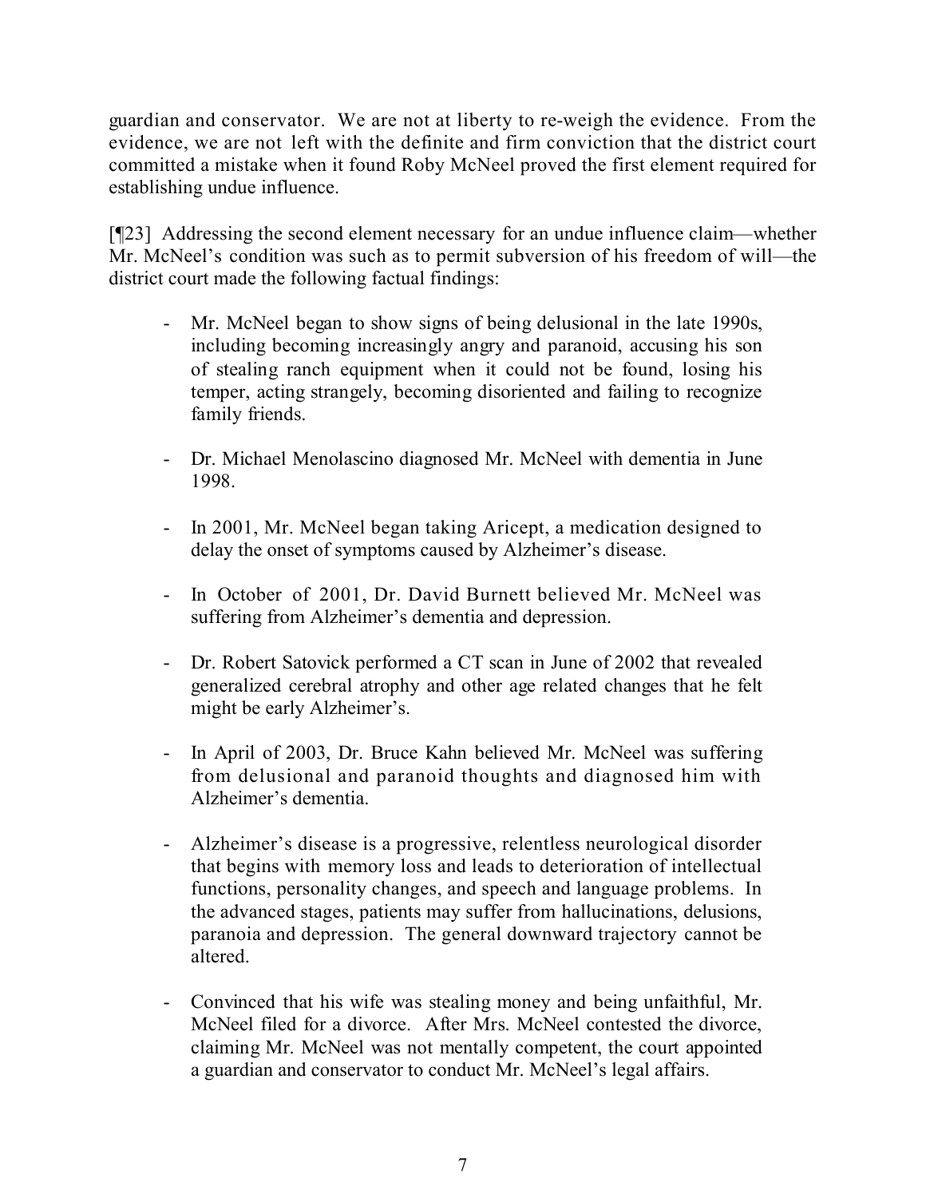guardian and conservator. We are not at liberty to re-weigh the evidence. From the evidence, we are not left with the definite and firm conviction that the district court committed a mistake when it found Roby McNeel proved the first element required for establishing undue influence.

[¶23] Addressing the second element necessary for an undue influence claim—whether Mr. McNeel's condition was such as to permit subversion of his freedom of will—the district court made the following factual findings:

- Mr. McNeel began to show signs of being delusional in the late 1990s, including becoming increasingly angry and paranoid, accusing his son of stealing ranch equipment when it could not be found, losing his temper, acting strangely, becoming disoriented and failing to recognize family friends.

- Dr. Michael Menolascino diagnosed Mr. McNeel with dementia in June 1998.

- In 2001, Mr. McNeel began taking Aricept, a medication designed to delay the onset of symptoms caused by Alzheimer's disease.

- In October of 2001, Dr. David Burnett believed Mr. McNeel was suffering from Alzheimer's dementia and depression.

- Dr. Robert Satovick performed a CT scan in June of 2002 that revealed generalized cerebral atrophy and other age related changes that he felt might be early Alzheimer's.

- In April of 2003, Dr. Bruce Kahn believed Mr. McNeel was suffering from delusional and paranoid thoughts and diagnosed him with Alzheimer's dementia.

- Alzheimer's disease is a progressive, relentless neurological disorder that begins with memory loss and leads to deterioration of intellectual functions, personality changes, and speech and language problems. In the advanced stages, patients may suffer from hallucinations, delusions, paranoia and depression. The general downward trajectory cannot be altered.

- Convinced that his wife was stealing money and being unfaithful, Mr. McNeel filed for a divorce. After Mrs. McNeel contested the divorce, claiming Mr. McNeel was not mentally competent, the court appointed a guardian and conservator to conduct Mr. McNeel's legal affairs.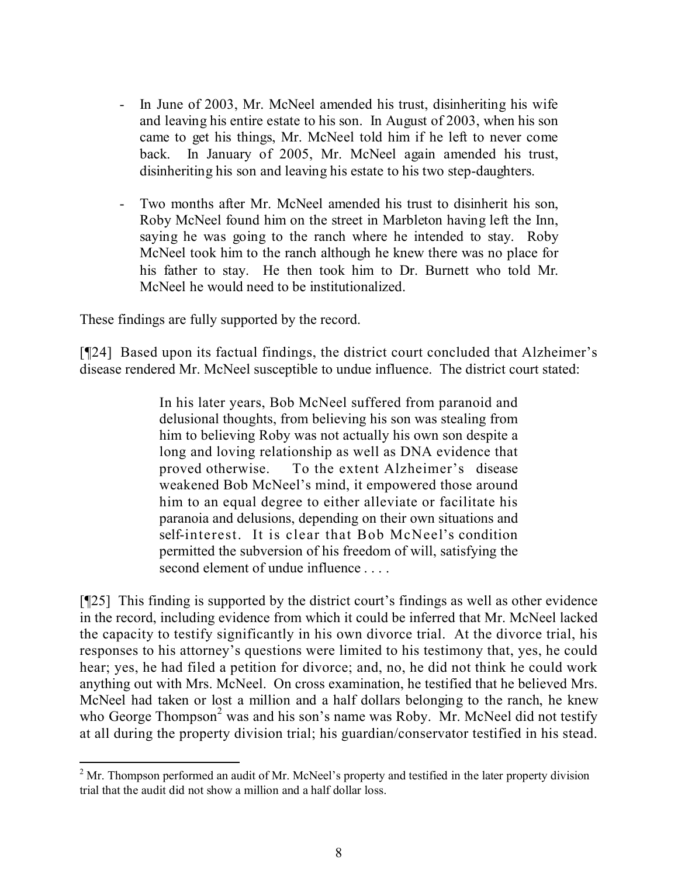- In June of 2003, Mr. McNeel amended his trust, disinheriting his wife and leaving his entire estate to his son. In August of 2003, when his son came to get his things, Mr. McNeel told him if he left to never come back. In January of 2005, Mr. McNeel again amended his trust, disinheriting his son and leaving his estate to his two step-daughters.

- Two months after Mr. McNeel amended his trust to disinherit his son, Roby McNeel found him on the street in Marbleton having left the Inn, saying he was going to the ranch where he intended to stay. Roby McNeel took him to the ranch although he knew there was no place for his father to stay. He then took him to Dr. Burnett who told Mr. McNeel he would need to be institutionalized.

These findings are fully supported by the record.

[¶24] Based upon its factual findings, the district court concluded that Alzheimer's disease rendered Mr. McNeel susceptible to undue influence. The district court stated:

> In his later years, Bob McNeel suffered from paranoid and delusional thoughts, from believing his son was stealing from him to believing Roby was not actually his own son despite a long and loving relationship as well as DNA evidence that proved otherwise. To the extent Alzheimer's disease weakened Bob McNeel's mind, it empowered those around him to an equal degree to either alleviate or facilitate his paranoia and delusions, depending on their own situations and self-interest. It is clear that Bob McNeel's condition permitted the subversion of his freedom of will, satisfying the second element of undue influence . . . .

[¶25] This finding is supported by the district court's findings as well as other evidence in the record, including evidence from which it could be inferred that Mr. McNeel lacked the capacity to testify significantly in his own divorce trial. At the divorce trial, his responses to his attorney's questions were limited to his testimony that, yes, he could hear; yes, he had filed a petition for divorce; and, no, he did not think he could work anything out with Mrs. McNeel. On cross examination, he testified that he believed Mrs. McNeel had taken or lost a million and a half dollars belonging to the ranch, he knew who George Thompson[2] was and his son's name was Roby. Mr. McNeel did not testify at all during the property division trial; his guardian/conservator testified in his stead.

[2] Mr. Thompson performed an audit of Mr. McNeel's property and testified in the later property division trial that the audit did not show a million and a half dollar loss.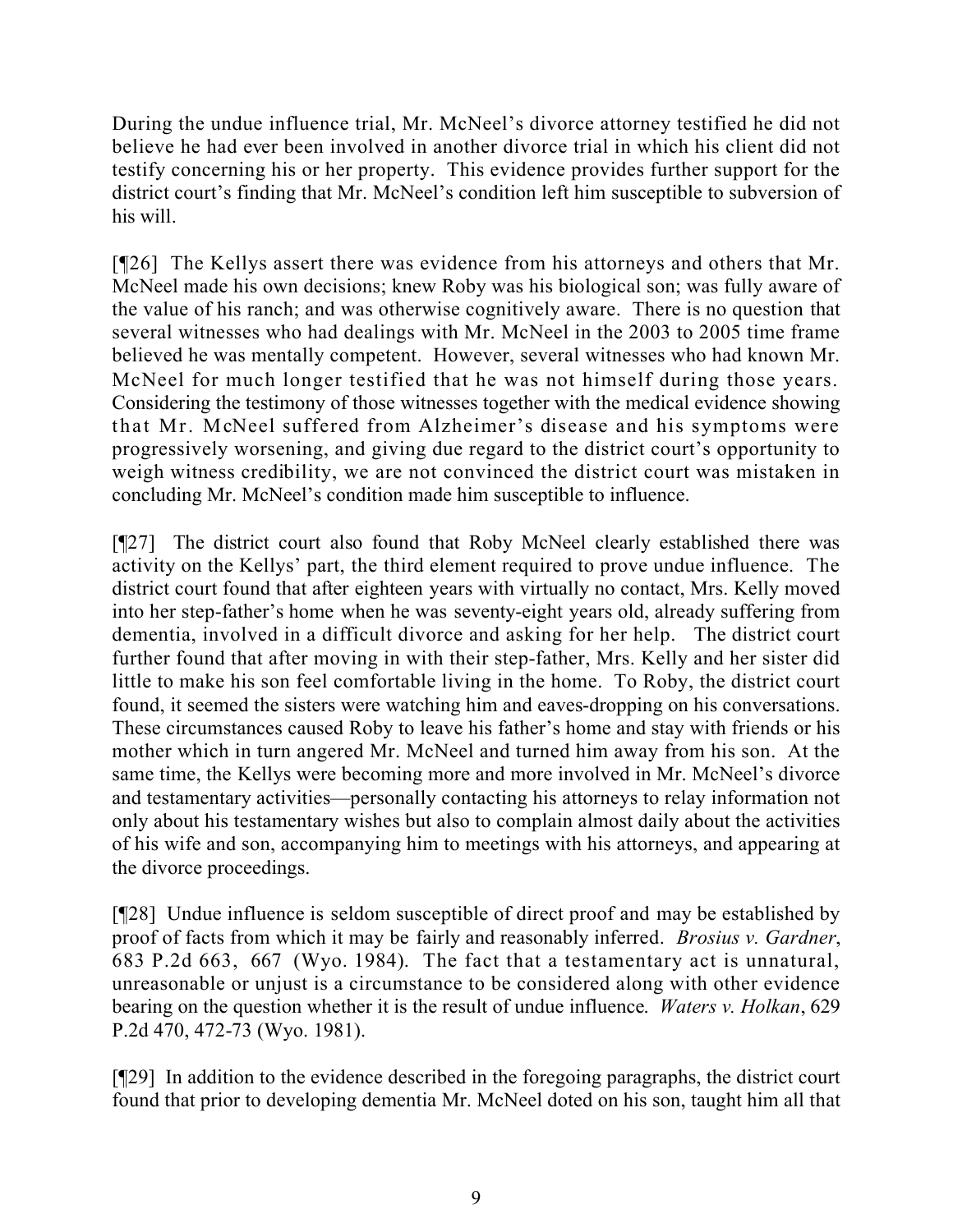During the undue influence trial, Mr. McNeel's divorce attorney testified he did not believe he had ever been involved in another divorce trial in which his client did not testify concerning his or her property. This evidence provides further support for the district court's finding that Mr. McNeel's condition left him susceptible to subversion of his will.

[¶26] The Kellys assert there was evidence from his attorneys and others that Mr. McNeel made his own decisions; knew Roby was his biological son; was fully aware of the value of his ranch; and was otherwise cognitively aware. There is no question that several witnesses who had dealings with Mr. McNeel in the 2003 to 2005 time frame believed he was mentally competent. However, several witnesses who had known Mr. McNeel for much longer testified that he was not himself during those years. Considering the testimony of those witnesses together with the medical evidence showing that Mr. McNeel suffered from Alzheimer's disease and his symptoms were progressively worsening, and giving due regard to the district court's opportunity to weigh witness credibility, we are not convinced the district court was mistaken in concluding Mr. McNeel's condition made him susceptible to influence.

[¶27] The district court also found that Roby McNeel clearly established there was activity on the Kellys' part, the third element required to prove undue influence. The district court found that after eighteen years with virtually no contact, Mrs. Kelly moved into her step-father's home when he was seventy-eight years old, already suffering from dementia, involved in a difficult divorce and asking for her help. The district court further found that after moving in with their step-father, Mrs. Kelly and her sister did little to make his son feel comfortable living in the home. To Roby, the district court found, it seemed the sisters were watching him and eaves-dropping on his conversations. These circumstances caused Roby to leave his father's home and stay with friends or his mother which in turn angered Mr. McNeel and turned him away from his son. At the same time, the Kellys were becoming more and more involved in Mr. McNeel's divorce and testamentary activities—personally contacting his attorneys to relay information not only about his testamentary wishes but also to complain almost daily about the activities of his wife and son, accompanying him to meetings with his attorneys, and appearing at the divorce proceedings.

[¶28] Undue influence is seldom susceptible of direct proof and may be established by proof of facts from which it may be fairly and reasonably inferred. *Brosius v. Gardner*, 683 P.2d 663, 667 (Wyo. 1984). The fact that a testamentary act is unnatural, unreasonable or unjust is a circumstance to be considered along with other evidence bearing on the question whether it is the result of undue influence. *Waters v. Holkan*, 629 P.2d 470, 472-73 (Wyo. 1981).

[¶29] In addition to the evidence described in the foregoing paragraphs, the district court found that prior to developing dementia Mr. McNeel doted on his son, taught him all that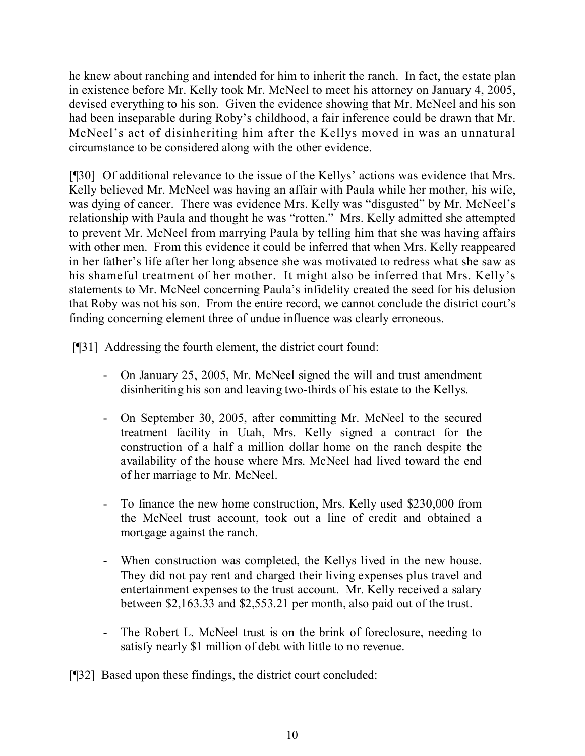he knew about ranching and intended for him to inherit the ranch. In fact, the estate plan in existence before Mr. Kelly took Mr. McNeel to meet his attorney on January 4, 2005, devised everything to his son. Given the evidence showing that Mr. McNeel and his son had been inseparable during Roby's childhood, a fair inference could be drawn that Mr. McNeel's act of disinheriting him after the Kellys moved in was an unnatural circumstance to be considered along with the other evidence.

[¶30] Of additional relevance to the issue of the Kellys' actions was evidence that Mrs. Kelly believed Mr. McNeel was having an affair with Paula while her mother, his wife, was dying of cancer. There was evidence Mrs. Kelly was "disgusted" by Mr. McNeel's relationship with Paula and thought he was "rotten." Mrs. Kelly admitted she attempted to prevent Mr. McNeel from marrying Paula by telling him that she was having affairs with other men. From this evidence it could be inferred that when Mrs. Kelly reappeared in her father's life after her long absence she was motivated to redress what she saw as his shameful treatment of her mother. It might also be inferred that Mrs. Kelly's statements to Mr. McNeel concerning Paula's infidelity created the seed for his delusion that Roby was not his son. From the entire record, we cannot conclude the district court's finding concerning element three of undue influence was clearly erroneous.

[¶31] Addressing the fourth element, the district court found:

- On January 25, 2005, Mr. McNeel signed the will and trust amendment disinheriting his son and leaving two-thirds of his estate to the Kellys.
- On September 30, 2005, after committing Mr. McNeel to the secured treatment facility in Utah, Mrs. Kelly signed a contract for the construction of a half a million dollar home on the ranch despite the availability of the house where Mrs. McNeel had lived toward the end of her marriage to Mr. McNeel.
- To finance the new home construction, Mrs. Kelly used $230,000 from the McNeel trust account, took out a line of credit and obtained a mortgage against the ranch.
- When construction was completed, the Kellys lived in the new house. They did not pay rent and charged their living expenses plus travel and entertainment expenses to the trust account. Mr. Kelly received a salary between $2,163.33 and $2,553.21 per month, also paid out of the trust.
- The Robert L. McNeel trust is on the brink of foreclosure, needing to satisfy nearly $1 million of debt with little to no revenue.

[¶32] Based upon these findings, the district court concluded: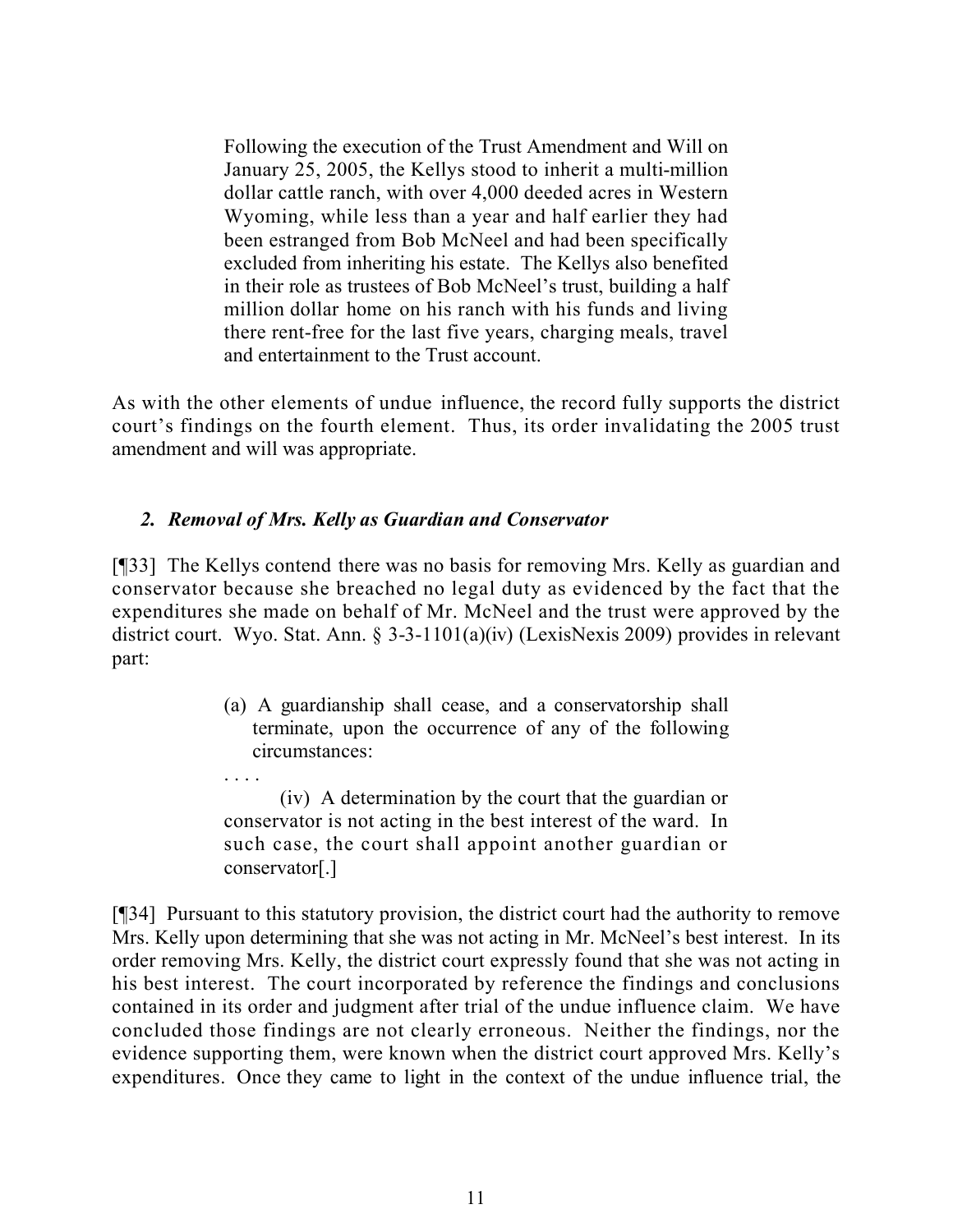> Following the execution of the Trust Amendment and Will on January 25, 2005, the Kellys stood to inherit a multi-million dollar cattle ranch, with over 4,000 deeded acres in Western Wyoming, while less than a year and half earlier they had been estranged from Bob McNeel and had been specifically excluded from inheriting his estate. The Kellys also benefited in their role as trustees of Bob McNeel's trust, building a half million dollar home on his ranch with his funds and living there rent-free for the last five years, charging meals, travel and entertainment to the Trust account.

As with the other elements of undue influence, the record fully supports the district court's findings on the fourth element. Thus, its order invalidating the 2005 trust amendment and will was appropriate.

### *2. Removal of Mrs. Kelly as Guardian and Conservator*

[¶33] The Kellys contend there was no basis for removing Mrs. Kelly as guardian and conservator because she breached no legal duty as evidenced by the fact that the expenditures she made on behalf of Mr. McNeel and the trust were approved by the district court. Wyo. Stat. Ann. § 3-3-1101(a)(iv) (LexisNexis 2009) provides in relevant part:

> (a) A guardianship shall cease, and a conservatorship shall terminate, upon the occurrence of any of the following circumstances:
>
> . . . .
>
> (iv) A determination by the court that the guardian or conservator is not acting in the best interest of the ward. In such case, the court shall appoint another guardian or conservator[.]

[¶34] Pursuant to this statutory provision, the district court had the authority to remove Mrs. Kelly upon determining that she was not acting in Mr. McNeel's best interest. In its order removing Mrs. Kelly, the district court expressly found that she was not acting in his best interest. The court incorporated by reference the findings and conclusions contained in its order and judgment after trial of the undue influence claim. We have concluded those findings are not clearly erroneous. Neither the findings, nor the evidence supporting them, were known when the district court approved Mrs. Kelly's expenditures. Once they came to light in the context of the undue influence trial, the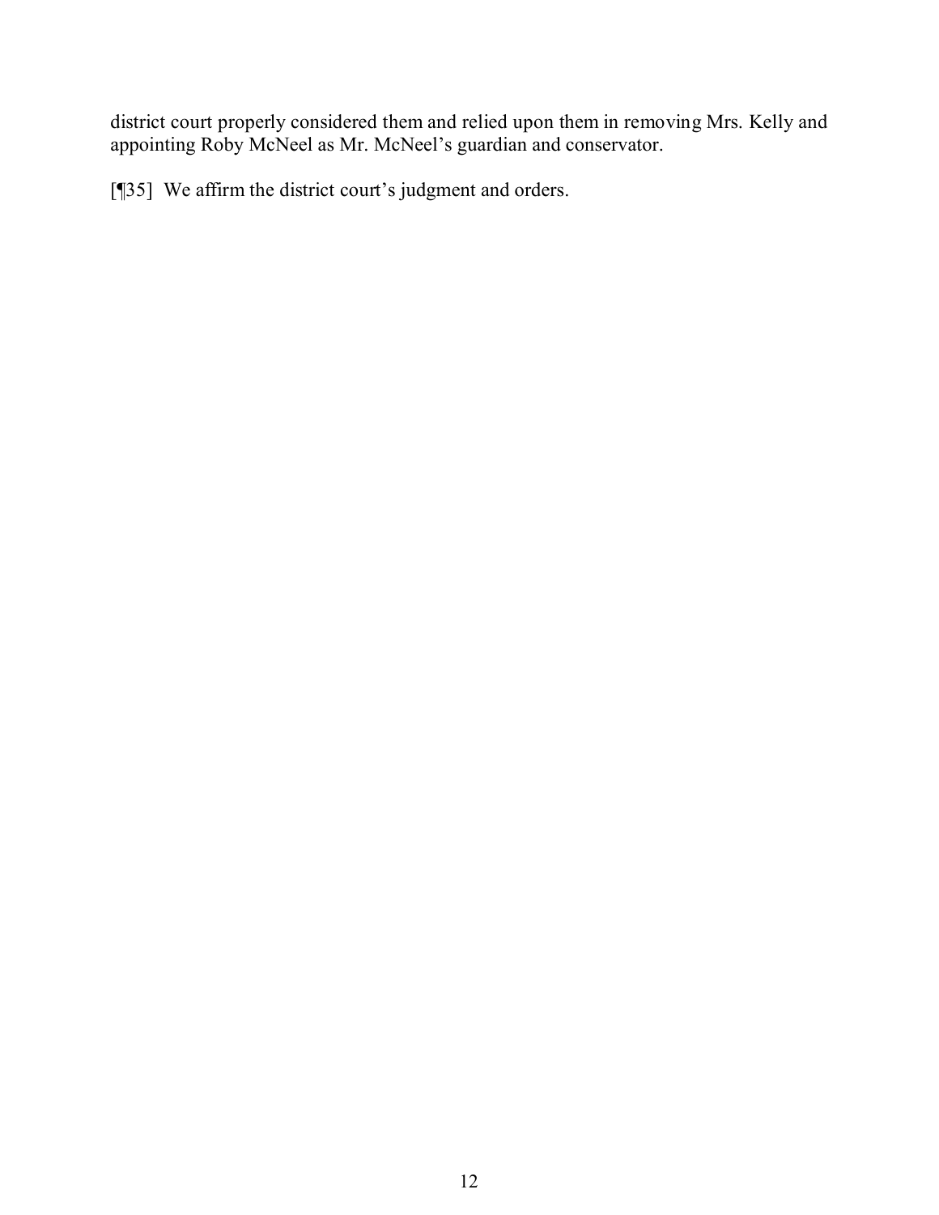district court properly considered them and relied upon them in removing Mrs. Kelly and appointing Roby McNeel as Mr. McNeel's guardian and conservator.

[¶35] We affirm the district court's judgment and orders.